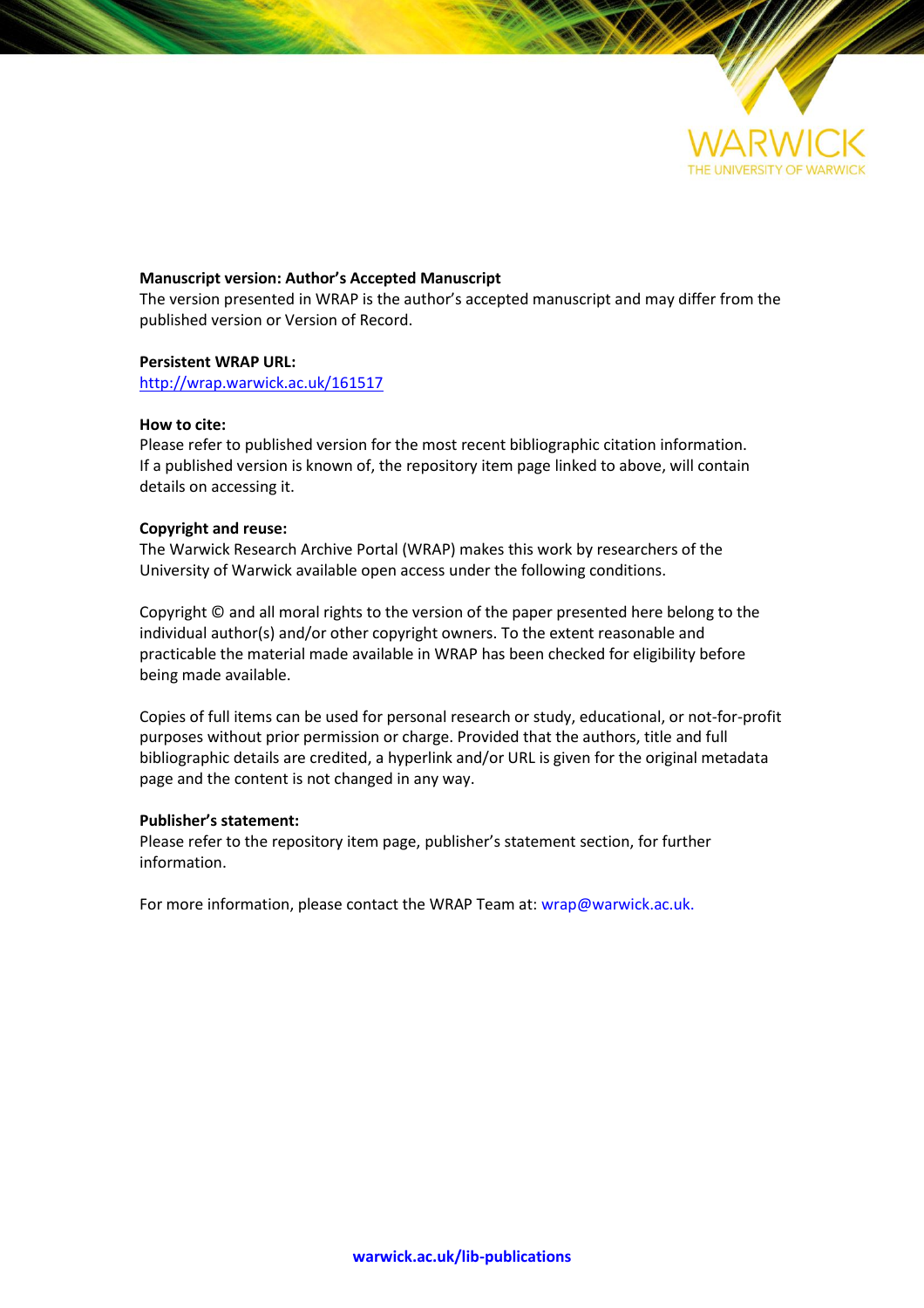**Manuscript version: Author's Accepted Manuscript**
The version presented in WRAP is the author's accepted manuscript and may differ from the published version or Version of Record.

**Persistent WRAP URL:**
http://wrap.warwick.ac.uk/161517

**How to cite:**
Please refer to published version for the most recent bibliographic citation information. If a published version is known of, the repository item page linked to above, will contain details on accessing it.

**Copyright and reuse:**
The Warwick Research Archive Portal (WRAP) makes this work by researchers of the University of Warwick available open access under the following conditions.

Copyright © and all moral rights to the version of the paper presented here belong to the individual author(s) and/or other copyright owners. To the extent reasonable and practicable the material made available in WRAP has been checked for eligibility before being made available.

Copies of full items can be used for personal research or study, educational, or not-for-profit purposes without prior permission or charge. Provided that the authors, title and full bibliographic details are credited, a hyperlink and/or URL is given for the original metadata page and the content is not changed in any way.

**Publisher's statement:**
Please refer to the repository item page, publisher's statement section, for further information.

For more information, please contact the WRAP Team at: wrap@warwick.ac.uk.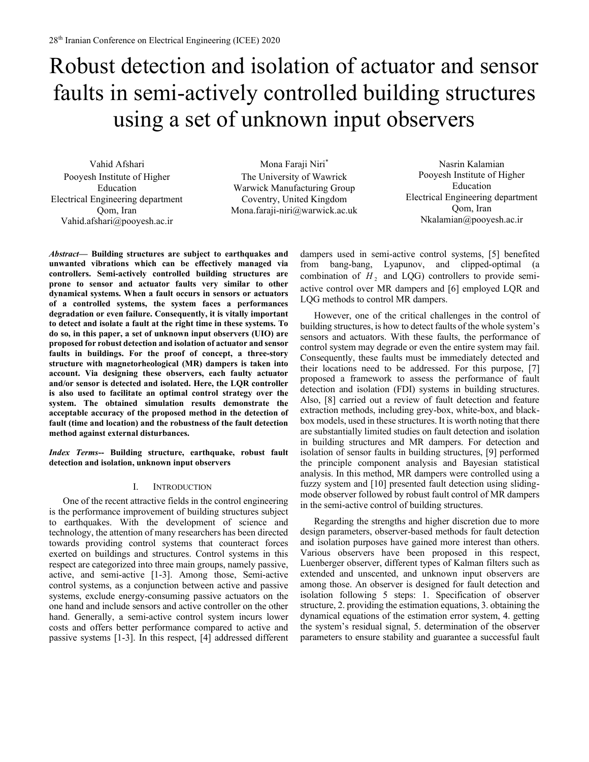# Robust detection and isolation of actuator and sensor faults in semi-actively controlled building structures using a set of unknown input observers

Vahid Afshari
Pooyesh Institute of Higher Education
Electrical Engineering department
Qom, Iran
Vahid.afshari@pooyesh.ac.ir

Mona Faraji Niri[*]
The University of Wawrick
Warwick Manufacturing Group
Coventry, United Kingdom
Mona.faraji-niri@warwick.ac.uk

Nasrin Kalamian
Pooyesh Institute of Higher Education
Electrical Engineering department
Qom, Iran
Nkalamian@pooyesh.ac.ir

***Abstract*— Building structures are subject to earthquakes and unwanted vibrations which can be effectively managed via controllers. Semi-actively controlled building structures are prone to sensor and actuator faults very similar to other dynamical systems. When a fault occurs in sensors or actuators of a controlled systems, the system faces a performances degradation or even failure. Consequently, it is vitally important to detect and isolate a fault at the right time in these systems. To do so, in this paper, a set of unknown input observers (UIO) are proposed for robust detection and isolation of actuator and sensor faults in buildings. For the proof of concept, a three-story structure with magnetorheological (MR) dampers is taken into account. Via designing these observers, each faulty actuator and/or sensor is detected and isolated. Here, the LQR controller is also used to facilitate an optimal control strategy over the system. The obtained simulation results demonstrate the acceptable accuracy of the proposed method in the detection of fault (time and location) and the robustness of the fault detection method against external disturbances.**

***Index Terms*-- Building structure, earthquake, robust fault detection and isolation, unknown input observers**

## I. INTRODUCTION

One of the recent attractive fields in the control engineering is the performance improvement of building structures subject to earthquakes. With the development of science and technology, the attention of many researchers has been directed towards providing control systems that counteract forces exerted on buildings and structures. Control systems in this respect are categorized into three main groups, namely passive, active, and semi-active [1-3]. Among those, Semi-active control systems, as a conjunction between active and passive systems, exclude energy-consuming passive actuators on the one hand and include sensors and active controller on the other hand. Generally, a semi-active control system incurs lower costs and offers better performance compared to active and passive systems [1-3]. In this respect, [4] addressed different dampers used in semi-active control systems, [5] benefited from bang-bang, Lyapunov, and clipped-optimal (a combination of $H_2$ and LQG) controllers to provide semi-active control over MR dampers and [6] employed LQR and LQG methods to control MR dampers.

However, one of the critical challenges in the control of building structures, is how to detect faults of the whole system's sensors and actuators. With these faults, the performance of control system may degrade or even the entire system may fail. Consequently, these faults must be immediately detected and their locations need to be addressed. For this purpose, [7] proposed a framework to assess the performance of fault detection and isolation (FDI) systems in building structures. Also, [8] carried out a review of fault detection and feature extraction methods, including grey-box, white-box, and black-box models, used in these structures. It is worth noting that there are substantially limited studies on fault detection and isolation in building structures and MR dampers. For detection and isolation of sensor faults in building structures, [9] performed the principle component analysis and Bayesian statistical analysis. In this method, MR dampers were controlled using a fuzzy system and [10] presented fault detection using sliding-mode observer followed by robust fault control of MR dampers in the semi-active control of building structures.

Regarding the strengths and higher discretion due to more design parameters, observer-based methods for fault detection and isolation purposes have gained more interest than others. Various observers have been proposed in this respect, Luenberger observer, different types of Kalman filters such as extended and unscented, and unknown input observers are among those. An observer is designed for fault detection and isolation following 5 steps: 1. Specification of observer structure, 2. providing the estimation equations, 3. obtaining the dynamical equations of the estimation error system, 4. getting the system's residual signal, 5. determination of the observer parameters to ensure stability and guarantee a successful fault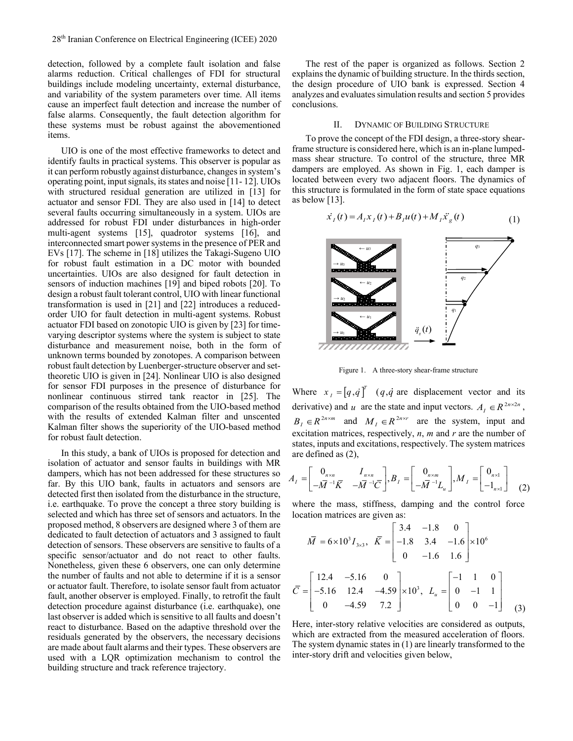detection, followed by a complete fault isolation and false alarms reduction. Critical challenges of FDI for structural buildings include modeling uncertainty, external disturbance, and variability of the system parameters over time. All items cause an imperfect fault detection and increase the number of false alarms. Consequently, the fault detection algorithm for these systems must be robust against the abovementioned items.

UIO is one of the most effective frameworks to detect and identify faults in practical systems. This observer is popular as it can perform robustly against disturbance, changes in system's operating point, input signals, its states and noise [11- 12]. UIOs with structured residual generation are utilized in [13] for actuator and sensor FDI. They are also used in [14] to detect several faults occurring simultaneously in a system. UIOs are addressed for robust FDI under disturbances in high-order multi-agent systems [15], quadrotor systems [16], and interconnected smart power systems in the presence of PER and EVs [17]. The scheme in [18] utilizes the Takagi-Sugeno UIO for robust fault estimation in a DC motor with bounded uncertainties. UIOs are also designed for fault detection in sensors of induction machines [19] and biped robots [20]. To design a robust fault tolerant control, UIO with linear functional transformation is used in [21] and [22] introduces a reduced-order UIO for fault detection in multi-agent systems. Robust actuator FDI based on zonotopic UIO is given by [23] for time-varying descriptor systems where the system is subject to state disturbance and measurement noise, both in the form of unknown terms bounded by zonotopes. A comparison between robust fault detection by Luenberger-structure observer and set-theoretic UIO is given in [24]. Nonlinear UIO is also designed for sensor FDI purposes in the presence of disturbance for nonlinear continuous stirred tank reactor in [25]. The comparison of the results obtained from the UIO-based method with the results of extended Kalman filter and unscented Kalman filter shows the superiority of the UIO-based method for robust fault detection.

In this study, a bank of UIOs is proposed for detection and isolation of actuator and sensor faults in buildings with MR dampers, which has not been addressed for these structures so far. By this UIO bank, faults in actuators and sensors are detected first then isolated from the disturbance in the structure, i.e. earthquake. To prove the concept a three story building is selected and which has three set of sensors and actuators. In the proposed method, 8 observers are designed where 3 of them are dedicated to fault detection of actuators and 3 assigned to fault detection of sensors. These observers are sensitive to faults of a specific sensor/actuator and do not react to other faults. Nonetheless, given these 6 observers, one can only determine the number of faults and not able to determine if it is a sensor or actuator fault. Therefore, to isolate sensor fault from actuator fault, another observer is employed. Finally, to retrofit the fault detection procedure against disturbance (i.e. earthquake), one last observer is added which is sensitive to all faults and doesn't react to disturbance. Based on the adaptive threshold over the residuals generated by the observers, the necessary decisions are made about fault alarms and their types. These observers are used with a LQR optimization mechanism to control the building structure and track reference trajectory.

The rest of the paper is organized as follows. Section 2 explains the dynamic of building structure. In the thirds section, the design procedure of UIO bank is expressed. Section 4 analyzes and evaluates simulation results and section 5 provides conclusions.

## II. Dynamic of Building Structure

To prove the concept of the FDI design, a three-story shear-frame structure is considered here, which is an in-plane lumped-mass shear structure. To control of the structure, three MR dampers are employed. As shown in Fig. 1, each damper is located between every two adjacent floors. The dynamics of this structure is formulated in the form of state space equations as below [13].

$$\dot{x}_I(t) = A_I x_I(t) + B_I u(t) + M_I \ddot{x}_g(t) \tag{1}$$

Figure 1. A three-story shear-frame structure

Where $x_I = [q, \dot{q}]^T$ ($q, \dot{q}$ are displacement vector and its derivative) and $u$ are the state and input vectors. $A_I \in R^{2n\times 2n}$, $B_I \in R^{2n\times m}$ and $M_I \in R^{2n\times r}$ are the system, input and excitation matrices, respectively, $n$, $m$ and $r$ are the number of states, inputs and excitations, respectively. The system matrices are defined as (2),

$$A_I = \begin{bmatrix} 0_{n\times n} & I_{n\times n} \\ -\bar{M}^{-1}\bar{K} & -\bar{M}^{-1}\bar{C} \end{bmatrix}, B_I = \begin{bmatrix} 0_{n\times m} \\ -\bar{M}^{-1}L_u \end{bmatrix}, M_I = \begin{bmatrix} 0_{n\times 1} \\ -1_{n\times 1} \end{bmatrix} \tag{2}$$

where the mass, stiffness, damping and the control force location matrices are given as:

$$\bar{M} = 6\times 10^3 I_{3\times 3}, \quad \bar{K} = \begin{bmatrix} 3.4 & -1.8 & 0 \\ -1.8 & 3.4 & -1.6 \\ 0 & -1.6 & 1.6 \end{bmatrix} \times 10^6$$

$$\bar{C} = \begin{bmatrix} 12.4 & -5.16 & 0 \\ -5.16 & 12.4 & -4.59 \\ 0 & -4.59 & 7.2 \end{bmatrix} \times 10^3, \quad L_u = \begin{bmatrix} -1 & 1 & 0 \\ 0 & -1 & 1 \\ 0 & 0 & -1 \end{bmatrix} \tag{3}$$

Here, inter-story relative velocities are considered as outputs, which are extracted from the measured acceleration of floors. The system dynamic states in (1) are linearly transformed to the inter-story drift and velocities given below,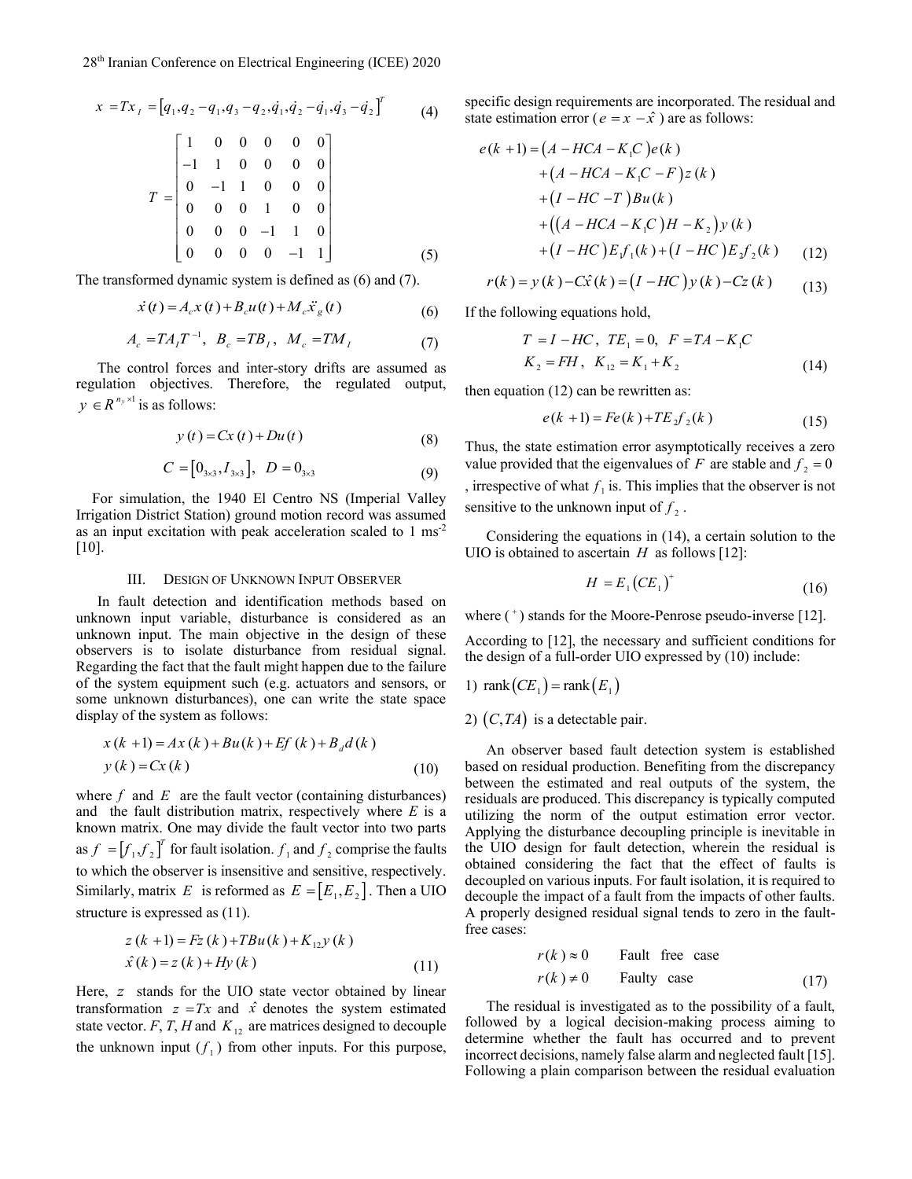$$x = Tx_I = \left[q_1, q_2 - q_1, q_3 - q_2, \dot{q}_1, \dot{q}_2 - \dot{q}_1, \dot{q}_3 - \dot{q}_2\right]^T \tag{4}$$

$$T = \begin{bmatrix} 1 & 0 & 0 & 0 & 0 & 0 \\ -1 & 1 & 0 & 0 & 0 & 0 \\ 0 & -1 & 1 & 0 & 0 & 0 \\ 0 & 0 & 0 & 1 & 0 & 0 \\ 0 & 0 & 0 & -1 & 1 & 0 \\ 0 & 0 & 0 & 0 & -1 & 1 \end{bmatrix} \tag{5}$$

The transformed dynamic system is defined as (6) and (7).

$$\dot{x}(t) = A_c x(t) + B_c u(t) + M_c \ddot{x}_g(t) \tag{6}$$

$$A_c = TA_I T^{-1}, \;\; B_c = TB_I, \;\; M_c = TM_I \tag{7}$$

The control forces and inter-story drifts are assumed as regulation objectives. Therefore, the regulated output, $y \in R^{n_y \times 1}$ is as follows:

$$y(t) = Cx(t) + Du(t) \tag{8}$$

$$C = \left[0_{3\times3}, I_{3\times3}\right], \;\; D = 0_{3\times3} \tag{9}$$

For simulation, the 1940 El Centro NS (Imperial Valley Irrigation District Station) ground motion record was assumed as an input excitation with peak acceleration scaled to 1 ms$^{-2}$ [10].

## III. Design of Unknown Input Observer

In fault detection and identification methods based on unknown input variable, disturbance is considered as an unknown input. The main objective in the design of these observers is to isolate disturbance from residual signal. Regarding the fact that the fault might happen due to the failure of the system equipment such (e.g. actuators and sensors, or some unknown disturbances), one can write the state space display of the system as follows:

$$\begin{aligned} x(k+1) &= Ax(k) + Bu(k) + Ef(k) + B_d d(k) \\ y(k) &= Cx(k) \end{aligned} \tag{10}$$

where $f$ and $E$ are the fault vector (containing disturbances) and the fault distribution matrix, respectively where $E$ is a known matrix. One may divide the fault vector into two parts as $f = \left[f_1, f_2\right]^T$ for fault isolation. $f_1$ and $f_2$ comprise the faults to which the observer is insensitive and sensitive, respectively. Similarly, matrix $E$ is reformed as $E = \left[E_1, E_2\right]$. Then a UIO structure is expressed as (11).

$$\begin{aligned} z(k+1) &= Fz(k) + TBu(k) + K_{12}y(k) \\ \hat{x}(k) &= z(k) + Hy(k) \end{aligned} \tag{11}$$

Here, $z$ stands for the UIO state vector obtained by linear transformation $z = Tx$ and $\hat{x}$ denotes the system estimated state vector. $F$, $T$, $H$ and $K_{12}$ are matrices designed to decouple the unknown input ($f_1$) from other inputs. For this purpose, specific design requirements are incorporated. The residual and state estimation error ($e = x - \hat{x}$) are as follows:

$$\begin{aligned} e(k+1) &= \left(A - HCA - K_1 C\right)e(k) \\ &+ \left(A - HCA - K_1 C - F\right)z(k) \\ &+ \left(I - HC - T\right)Bu(k) \\ &+ \left(\left(A - HCA - K_1 C\right)H - K_2\right)y(k) \\ &+ \left(I - HC\right)E_1 f_1(k) + \left(I - HC\right)E_2 f_2(k) \end{aligned} \tag{12}$$

$$r(k) = y(k) - C\hat{x}(k) = \left(I - HC\right)y(k) - Cz(k) \tag{13}$$

If the following equations hold,

$$\begin{aligned} &T = I - HC, \;\; TE_1 = 0, \;\; F = TA - K_1 C \\ &K_2 = FH, \;\; K_{12} = K_1 + K_2 \end{aligned} \tag{14}$$

then equation (12) can be rewritten as:

$$e(k+1) = Fe(k) + TE_2 f_2(k) \tag{15}$$

Thus, the state estimation error asymptotically receives a zero value provided that the eigenvalues of $F$ are stable and $f_2 = 0$, irrespective of what $f_1$ is. This implies that the observer is not sensitive to the unknown input of $f_2$.

Considering the equations in (14), a certain solution to the UIO is obtained to ascertain $H$ as follows [12]:

$$H = E_1\left(CE_1\right)^{+} \tag{16}$$

where ($^{+}$) stands for the Moore-Penrose pseudo-inverse [12].

According to [12], the necessary and sufficient conditions for the design of a full-order UIO expressed by (10) include:

1) $\text{rank}\left(CE_1\right) = \text{rank}\left(E_1\right)$

2) $\left(C, TA\right)$ is a detectable pair.

An observer based fault detection system is established based on residual production. Benefiting from the discrepancy between the estimated and real outputs of the system, the residuals are produced. This discrepancy is typically computed utilizing the norm of the output estimation error vector. Applying the disturbance decoupling principle is inevitable in the UIO design for fault detection, wherein the residual is obtained considering the fact that the effect of faults is decoupled on various inputs. For fault isolation, it is required to decouple the impact of a fault from the impacts of other faults. A properly designed residual signal tends to zero in the fault-free cases:

$$\begin{aligned} &r(k) \approx 0 \qquad \text{Fault free case} \\ &r(k) \neq 0 \qquad \text{Faulty case} \end{aligned} \tag{17}$$

The residual is investigated as to the possibility of a fault, followed by a logical decision-making process aiming to determine whether the fault has occurred and to prevent incorrect decisions, namely false alarm and neglected fault [15]. Following a plain comparison between the residual evaluation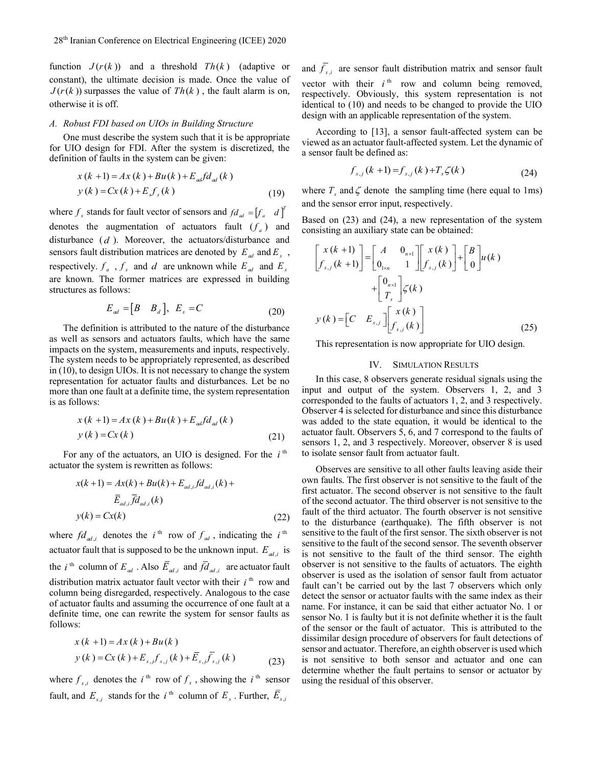function $J(r(k))$ and a threshold $Th(k)$ (adaptive or constant), the ultimate decision is made. Once the value of $J(r(k))$ surpasses the value of $Th(k)$, the fault alarm is on, otherwise it is off.

### A. Robust FDI based on UIOs in Building Structure

One must describe the system such that it is be appropriate for UIO design for FDI. After the system is discretized, the definition of faults in the system can be given:

$$
\begin{aligned}
x(k+1) &= Ax(k)+Bu(k)+E_{ad}fd_{ad}(k) \\
y(k) &= Cx(k)+E_s f_s(k)
\end{aligned}
\tag{19}
$$

where $f_s$ stands for fault vector of sensors and $fd_{ad}=\begin{bmatrix} f_a & d\end{bmatrix}^T$ denotes the augmentation of actuators fault ($f_a$) and disturbance ($d$). Moreover, the actuators/disturbance and sensors fault distribution matrices are denoted by $E_{ad}$ and $E_s$, respectively. $f_a$, $f_s$ and $d$ are unknown while $E_{ad}$ and $E_s$ are known. The former matrices are expressed in building structures as follows:

$$
E_{ad}=\begin{bmatrix} B & B_d \end{bmatrix},\ E_s = C \tag{20}
$$

The definition is attributed to the nature of the disturbance as well as sensors and actuators faults, which have the same impacts on the system, measurements and inputs, respectively. The system needs to be appropriately represented, as described in (10), to design UIOs. It is not necessary to change the system representation for actuator faults and disturbances. Let be no more than one fault at a definite time, the system representation is as follows:

$$
\begin{aligned}
x(k+1) &= Ax(k)+Bu(k)+E_{ad}fd_{ad}(k) \\
y(k) &= Cx(k)
\end{aligned}
\tag{21}
$$

For any of the actuators, an UIO is designed. For the $i^{\text{th}}$ actuator the system is rewritten as follows:

$$
\begin{aligned}
x(k+1) &= Ax(k)+Bu(k)+E_{ad,i}fd_{ad,i}(k)+ \\
&\quad \bar{E}_{ad,i}\bar{f}d_{ad,i}(k) \\
y(k) &= Cx(k)
\end{aligned}
\tag{22}
$$

where $fd_{ad,i}$ denotes the $i^{\text{th}}$ row of $f_{ad}$, indicating the $i^{\text{th}}$ actuator fault that is supposed to be the unknown input. $E_{ad,i}$ is the $i^{\text{th}}$ column of $E_{ad}$. Also $\bar{E}_{ad,i}$ and $\bar{f}d_{ad,i}$ are actuator fault distribution matrix actuator fault vector with their $i^{\text{th}}$ row and column being disregarded, respectively. Analogous to the case of actuator faults and assuming the occurrence of one fault at a definite time, one can rewrite the system for sensor faults as follows:

$$
\begin{aligned}
x(k+1) &= Ax(k)+Bu(k) \\
y(k) &= Cx(k)+E_{s,j}f_{s,j}(k)+\bar{E}_{s,j}\bar{f}_{s,j}(k)
\end{aligned}
\tag{23}
$$

where $f_{s,i}$ denotes the $i^{\text{th}}$ row of $f_s$, showing the $i^{\text{th}}$ sensor fault, and $E_{s,i}$ stands for the $i^{\text{th}}$ column of $E_s$. Further, $\bar{E}_{s,i}$ and $\bar{f}_{s,i}$ are sensor fault distribution matrix and sensor fault vector with their $i^{\text{th}}$ row and column being removed, respectively. Obviously, this system representation is not identical to (10) and needs to be changed to provide the UIO design with an applicable representation of the system.

According to [13], a sensor fault-affected system can be viewed as an actuator fault-affected system. Let the dynamic of a sensor fault be defined as:

$$
f_{s,j}(k+1)=f_{s,j}(k)+T_s\zeta(k) \tag{24}
$$

where $T_s$ and $\zeta$ denote the sampling time (here equal to 1ms) and the sensor error input, respectively.

Based on (23) and (24), a new representation of the system consisting an auxiliary state can be obtained:

$$
\begin{aligned}
\begin{bmatrix} x(k+1) \\ f_{s,j}(k+1) \end{bmatrix} &= \begin{bmatrix} A & 0_{n\times 1} \\ 0_{1\times n} & 1 \end{bmatrix}\begin{bmatrix} x(k) \\ f_{s,j}(k) \end{bmatrix}+\begin{bmatrix} B \\ 0 \end{bmatrix}u(k) \\
&\quad +\begin{bmatrix} 0_{n\times 1} \\ T_s \end{bmatrix}\zeta(k) \\
y(k) &= \begin{bmatrix} C & E_{s,j} \end{bmatrix}\begin{bmatrix} x(k) \\ f_{s,j}(k) \end{bmatrix}
\end{aligned}
\tag{25}
$$

This representation is now appropriate for UIO design.

## IV. Simulation Results

In this case, 8 observers generate residual signals using the input and output of the system. Observers 1, 2, and 3 corresponded to the faults of actuators 1, 2, and 3 respectively. Observer 4 is selected for disturbance and since this disturbance was added to the state equation, it would be identical to the actuator fault. Observers 5, 6, and 7 correspond to the faults of sensors 1, 2, and 3 respectively. Moreover, observer 8 is used to isolate sensor fault from actuator fault.

Observes are sensitive to all other faults leaving aside their own faults. The first observer is not sensitive to the fault of the first actuator. The second observer is not sensitive to the fault of the second actuator. The third observer is not sensitive to the fault of the third actuator. The fourth observer is not sensitive to the disturbance (earthquake). The fifth observer is not sensitive to the fault of the first sensor. The sixth observer is not sensitive to the fault of the second sensor. The seventh observer is not sensitive to the fault of the third sensor. The eighth observer is not sensitive to the faults of actuators. The eighth observer is used as the isolation of sensor fault from actuator fault can't be carried out by the last 7 observers which only detect the sensor or actuator faults with the same index as their name. For instance, it can be said that either actuator No. 1 or sensor No. 1 is faulty but it is not definite whether it is the fault of the sensor or the fault of actuator. This is attributed to the dissimilar design procedure of observers for fault detections of sensor and actuator. Therefore, an eighth observer is used which is not sensitive to both sensor and actuator and one can determine whether the fault pertains to sensor or actuator by using the residual of this observer.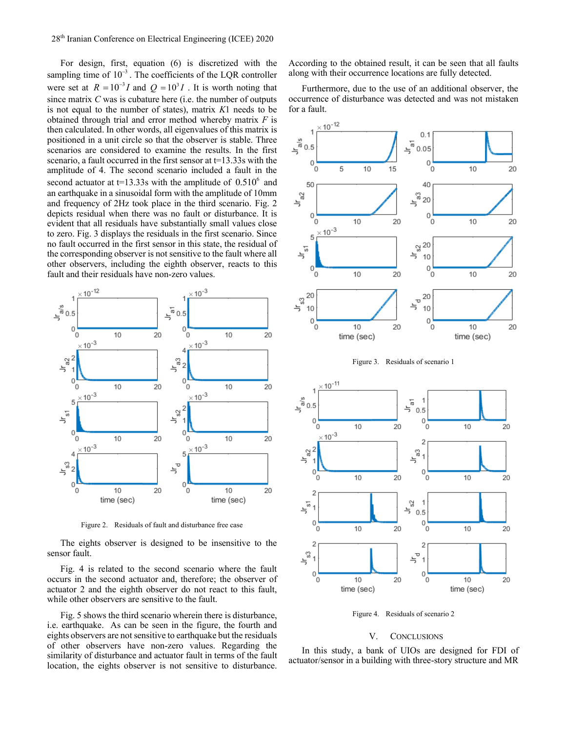For design, first, equation (6) is discretized with the sampling time of $10^{-3}$. The coefficients of the LQR controller were set at $R = 10^{-3} I$ and $Q = 10^{3} I$. It is worth noting that since matrix $C$ was is cubature here (i.e. the number of outputs is not equal to the number of states), matrix $K1$ needs to be obtained through trial and error method whereby matrix $F$ is then calculated. In other words, all eigenvalues of this matrix is positioned in a unit circle so that the observer is stable. Three scenarios are considered to examine the results. In the first scenario, a fault occurred in the first sensor at t=13.33s with the amplitude of 4. The second scenario included a fault in the second actuator at t=13.33s with the amplitude of $0.510^{6}$ and an earthquake in a sinusoidal form with the amplitude of 10mm and frequency of 2Hz took place in the third scenario. Fig. 2 depicts residual when there was no fault or disturbance. It is evident that all residuals have substantially small values close to zero. Fig. 3 displays the residuals in the first scenario. Since no fault occurred in the first sensor in this state, the residual of the corresponding observer is not sensitive to the fault where all other observers, including the eighth observer, reacts to this fault and their residuals have non-zero values.

Figure 2. Residuals of fault and disturbance free case

The eights observer is designed to be insensitive to the sensor fault.

Fig. 4 is related to the second scenario where the fault occurs in the second actuator and, therefore; the observer of actuator 2 and the eighth observer do not react to this fault, while other observers are sensitive to the fault.

Fig. 5 shows the third scenario wherein there is disturbance, i.e. earthquake. As can be seen in the figure, the fourth and eights observers are not sensitive to earthquake but the residuals of other observers have non-zero values. Regarding the similarity of disturbance and actuator fault in terms of the fault location, the eights observer is not sensitive to disturbance. According to the obtained result, it can be seen that all faults along with their occurrence locations are fully detected.

Furthermore, due to the use of an additional observer, the occurrence of disturbance was detected and was not mistaken for a fault.

Figure 3. Residuals of scenario 1

Figure 4. Residuals of scenario 2

## V. Conclusions

In this study, a bank of UIOs are designed for FDI of actuator/sensor in a building with three-story structure and MR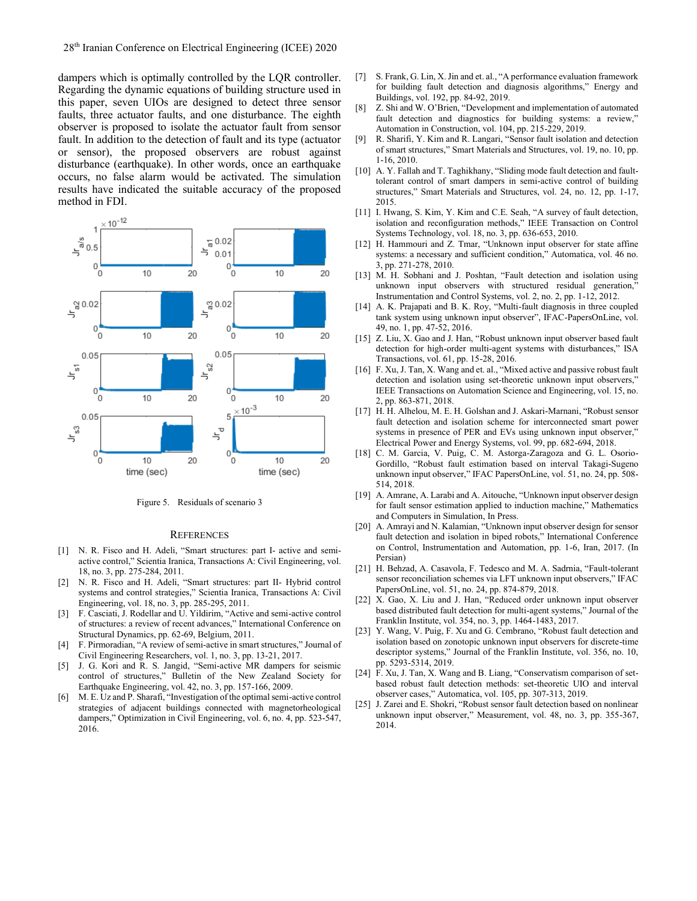dampers which is optimally controlled by the LQR controller. Regarding the dynamic equations of building structure used in this paper, seven UIOs are designed to detect three sensor faults, three actuator faults, and one disturbance. The eighth observer is proposed to isolate the actuator fault from sensor fault. In addition to the detection of fault and its type (actuator or sensor), the proposed observers are robust against disturbance (earthquake). In other words, once an earthquake occurs, no false alarm would be activated. The simulation results have indicated the suitable accuracy of the proposed method in FDI.

$\times 10^{-12}$
$Jr_{a/s}$
1
0.5
0
0 10 20

$Jr_{a1}$
0.02
0.01
0
0 10 20

$Jr_{a2}$
0.02
0
0 10 20

$Jr_{a3}$
0.02
0
0 10 20

$Jr_{s1}$
0.05
0
0 10 20

$Jr_{s2}$
0.05
0
0 10 20

$Jr_{s3}$
0.05
0
0 10 20
time (sec)

$\times 10^{-3}$
$Jr_d$
5
0
0 10 20
time (sec)

Figure 5. Residuals of scenario 3

## References

[1] N. R. Fisco and H. Adeli, "Smart structures: part I- active and semi-active control," Scientia Iranica, Transactions A: Civil Engineering, vol. 18, no. 3, pp. 275-284, 2011.

[2] N. R. Fisco and H. Adeli, "Smart structures: part II- Hybrid control systems and control strategies," Scientia Iranica, Transactions A: Civil Engineering, vol. 18, no. 3, pp. 285-295, 2011.

[3] F. Casciati, J. Rodellar and U. Yildirim, "Active and semi-active control of structures: a review of recent advances," International Conference on Structural Dynamics, pp. 62-69, Belgium, 2011.

[4] F. Pirmoradian, "A review of semi-active in smart structures," Journal of Civil Engineering Researchers, vol. 1, no. 3, pp. 13-21, 2017.

[5] J. G. Kori and R. S. Jangid, "Semi-active MR dampers for seismic control of structures," Bulletin of the New Zealand Society for Earthquake Engineering, vol. 42, no. 3, pp. 157-166, 2009.

[6] M. E. Uz and P. Sharafi, "Investigation of the optimal semi-active control strategies of adjacent buildings connected with magnetorheological dampers," Optimization in Civil Engineering, vol. 6, no. 4, pp. 523-547, 2016.

[7] S. Frank, G. Lin, X. Jin and et. al., "A performance evaluation framework for building fault detection and diagnosis algorithms," Energy and Buildings, vol. 192, pp. 84-92, 2019.

[8] Z. Shi and W. O'Brien, "Development and implementation of automated fault detection and diagnostics for building systems: a review," Automation in Construction, vol. 104, pp. 215-229, 2019.

[9] R. Sharifi, Y. Kim and R. Langari, "Sensor fault isolation and detection of smart structures," Smart Materials and Structures, vol. 19, no. 10, pp. 1-16, 2010.

[10] A. Y. Fallah and T. Taghikhany, "Sliding mode fault detection and fault-tolerant control of smart dampers in semi-active control of building structures," Smart Materials and Structures, vol. 24, no. 12, pp. 1-17, 2015.

[11] I. Hwang, S. Kim, Y. Kim and C.E. Seah, "A survey of fault detection, isolation and reconfiguration methods," IEEE Transaction on Control Systems Technology, vol. 18, no. 3, pp. 636-653, 2010.

[12] H. Hammouri and Z. Tmar, "Unknown input observer for state affine systems: a necessary and sufficient condition," Automatica, vol. 46 no. 3, pp. 271-278, 2010.

[13] M. H. Sobhani and J. Poshtan, "Fault detection and isolation using unknown input observers with structured residual generation," Instrumentation and Control Systems, vol. 2, no. 2, pp. 1-12, 2012.

[14] A. K. Prajapati and B. K. Roy, "Multi-fault diagnosis in three coupled tank system using unknown input observer", IFAC-PapersOnLine, vol. 49, no. 1, pp. 47-52, 2016.

[15] Z. Liu, X. Gao and J. Han, "Robust unknown input observer based fault detection for high-order multi-agent systems with disturbances," ISA Transactions, vol. 61, pp. 15-28, 2016.

[16] F. Xu, J. Tan, X. Wang and et. al., "Mixed active and passive robust fault detection and isolation using set-theoretic unknown input observers," IEEE Transactions on Automation Science and Engineering, vol. 15, no. 2, pp. 863-871, 2018.

[17] H. H. Alhelou, M. E. H. Golshan and J. Askari-Marnani, "Robust sensor fault detection and isolation scheme for interconnected smart power systems in presence of PER and EVs using unknown input observer," Electrical Power and Energy Systems, vol. 99, pp. 682-694, 2018.

[18] C. M. Garcia, V. Puig, C. M. Astorga-Zaragoza and G. L. Osorio-Gordillo, "Robust fault estimation based on interval Takagi-Sugeno unknown input observer," IFAC PapersOnLine, vol. 51, no. 24, pp. 508-514, 2018.

[19] A. Amrane, A. Larabi and A. Aitouche, "Unknown input observer design for fault sensor estimation applied to induction machine," Mathematics and Computers in Simulation, In Press.

[20] A. Amrayi and N. Kalamian, "Unknown input observer design for sensor fault detection and isolation in biped robots," International Conference on Control, Instrumentation and Automation, pp. 1-6, Iran, 2017. (In Persian)

[21] H. Behzad, A. Casavola, F. Tedesco and M. A. Sadrnia, "Fault-tolerant sensor reconciliation schemes via LFT unknown input observers," IFAC PapersOnLine, vol. 51, no. 24, pp. 874-879, 2018.

[22] X. Gao, X. Liu and J. Han, "Reduced order unknown input observer based distributed fault detection for multi-agent systems," Journal of the Franklin Institute, vol. 354, no. 3, pp. 1464-1483, 2017.

[23] Y. Wang, V. Puig, F. Xu and G. Cembrano, "Robust fault detection and isolation based on zonotopic unknown input observers for discrete-time descriptor systems," Journal of the Franklin Institute, vol. 356, no. 10, pp. 5293-5314, 2019.

[24] F. Xu, J. Tan, X. Wang and B. Liang, "Conservatism comparison of set-based robust fault detection methods: set-theoretic UIO and interval observer cases," Automatica, vol. 105, pp. 307-313, 2019.

[25] J. Zarei and E. Shokri, "Robust sensor fault detection based on nonlinear unknown input observer," Measurement, vol. 48, no. 3, pp. 355-367, 2014.